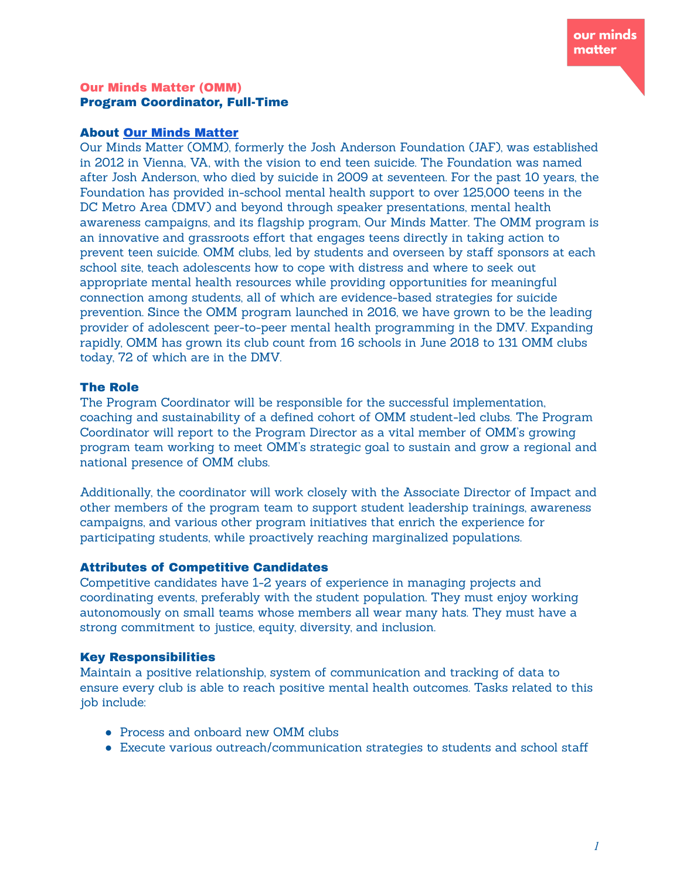our minds matter

# Our Minds Matter (OMM)
## Program Coordinator, Full-Time

### About [Our Minds Matter]

Our Minds Matter (OMM), formerly the Josh Anderson Foundation (JAF), was established in 2012 in Vienna, VA, with the vision to end teen suicide. The Foundation was named after Josh Anderson, who died by suicide in 2009 at seventeen. For the past 10 years, the Foundation has provided in-school mental health support to over 125,000 teens in the DC Metro Area (DMV) and beyond through speaker presentations, mental health awareness campaigns, and its flagship program, Our Minds Matter. The OMM program is an innovative and grassroots effort that engages teens directly in taking action to prevent teen suicide. OMM clubs, led by students and overseen by staff sponsors at each school site, teach adolescents how to cope with distress and where to seek out appropriate mental health resources while providing opportunities for meaningful connection among students, all of which are evidence-based strategies for suicide prevention. Since the OMM program launched in 2016, we have grown to be the leading provider of adolescent peer-to-peer mental health programming in the DMV. Expanding rapidly, OMM has grown its club count from 16 schools in June 2018 to 131 OMM clubs today, 72 of which are in the DMV.

### The Role

The Program Coordinator will be responsible for the successful implementation, coaching and sustainability of a defined cohort of OMM student-led clubs. The Program Coordinator will report to the Program Director as a vital member of OMM's growing program team working to meet OMM's strategic goal to sustain and grow a regional and national presence of OMM clubs.

Additionally, the coordinator will work closely with the Associate Director of Impact and other members of the program team to support student leadership trainings, awareness campaigns, and various other program initiatives that enrich the experience for participating students, while proactively reaching marginalized populations.

### Attributes of Competitive Candidates

Competitive candidates have 1-2 years of experience in managing projects and coordinating events, preferably with the student population. They must enjoy working autonomously on small teams whose members all wear many hats. They must have a strong commitment to justice, equity, diversity, and inclusion.

### Key Responsibilities

Maintain a positive relationship, system of communication and tracking of data to ensure every club is able to reach positive mental health outcomes. Tasks related to this job include:

- Process and onboard new OMM clubs
- Execute various outreach/communication strategies to students and school staff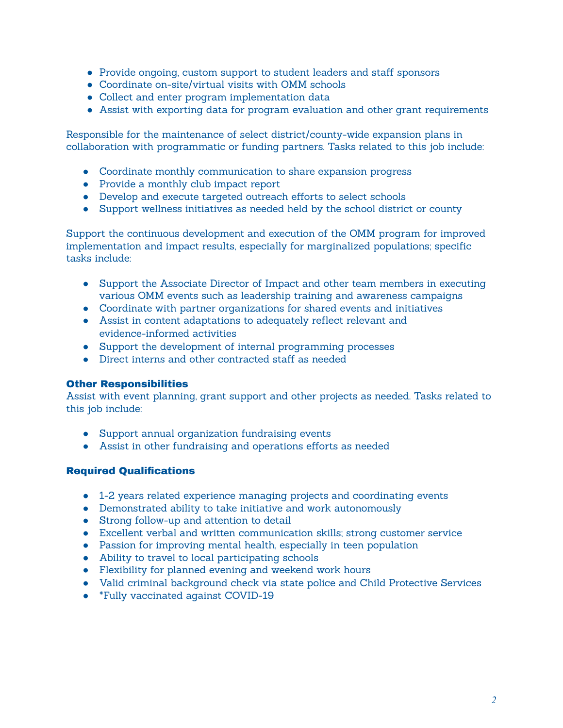- Provide ongoing, custom support to student leaders and staff sponsors
- Coordinate on-site/virtual visits with OMM schools
- Collect and enter program implementation data
- Assist with exporting data for program evaluation and other grant requirements

Responsible for the maintenance of select district/county-wide expansion plans in collaboration with programmatic or funding partners. Tasks related to this job include:

- Coordinate monthly communication to share expansion progress
- Provide a monthly club impact report
- Develop and execute targeted outreach efforts to select schools
- Support wellness initiatives as needed held by the school district or county

Support the continuous development and execution of the OMM program for improved implementation and impact results, especially for marginalized populations; specific tasks include:

- Support the Associate Director of Impact and other team members in executing various OMM events such as leadership training and awareness campaigns
- Coordinate with partner organizations for shared events and initiatives
- Assist in content adaptations to adequately reflect relevant and evidence-informed activities
- Support the development of internal programming processes
- Direct interns and other contracted staff as needed

### Other Responsibilities

Assist with event planning, grant support and other projects as needed. Tasks related to this job include:

- Support annual organization fundraising events
- Assist in other fundraising and operations efforts as needed

### Required Qualifications

- 1-2 years related experience managing projects and coordinating events
- Demonstrated ability to take initiative and work autonomously
- Strong follow-up and attention to detail
- Excellent verbal and written communication skills; strong customer service
- Passion for improving mental health, especially in teen population
- Ability to travel to local participating schools
- Flexibility for planned evening and weekend work hours
- Valid criminal background check via state police and Child Protective Services
- *Fully vaccinated against COVID-19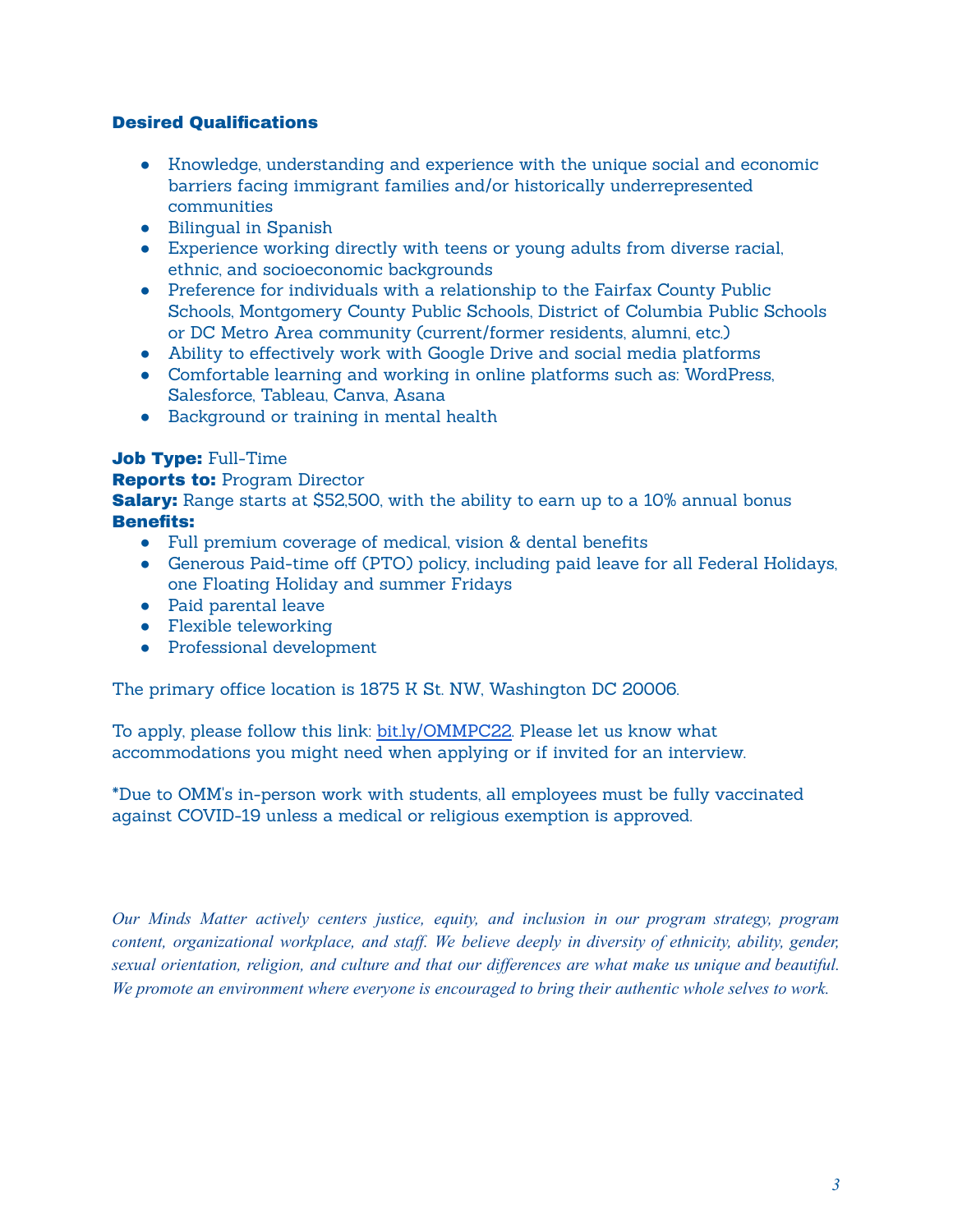### Desired Qualifications

- Knowledge, understanding and experience with the unique social and economic barriers facing immigrant families and/or historically underrepresented communities
- Bilingual in Spanish
- Experience working directly with teens or young adults from diverse racial, ethnic, and socioeconomic backgrounds
- Preference for individuals with a relationship to the Fairfax County Public Schools, Montgomery County Public Schools, District of Columbia Public Schools or DC Metro Area community (current/former residents, alumni, etc.)
- Ability to effectively work with Google Drive and social media platforms
- Comfortable learning and working in online platforms such as: WordPress, Salesforce, Tableau, Canva, Asana
- Background or training in mental health

**Job Type:** Full-Time
**Reports to:** Program Director
**Salary:** Range starts at $52,500, with the ability to earn up to a 10% annual bonus
**Benefits:**

- Full premium coverage of medical, vision & dental benefits
- Generous Paid-time off (PTO) policy, including paid leave for all Federal Holidays, one Floating Holiday and summer Fridays
- Paid parental leave
- Flexible teleworking
- Professional development

The primary office location is 1875 K St. NW, Washington DC 20006.

To apply, please follow this link: bit.ly/OMMPC22. Please let us know what accommodations you might need when applying or if invited for an interview.

*Due to OMM's in-person work with students, all employees must be fully vaccinated against COVID-19 unless a medical or religious exemption is approved.

*Our Minds Matter actively centers justice, equity, and inclusion in our program strategy, program content, organizational workplace, and staff. We believe deeply in diversity of ethnicity, ability, gender, sexual orientation, religion, and culture and that our differences are what make us unique and beautiful. We promote an environment where everyone is encouraged to bring their authentic whole selves to work.*